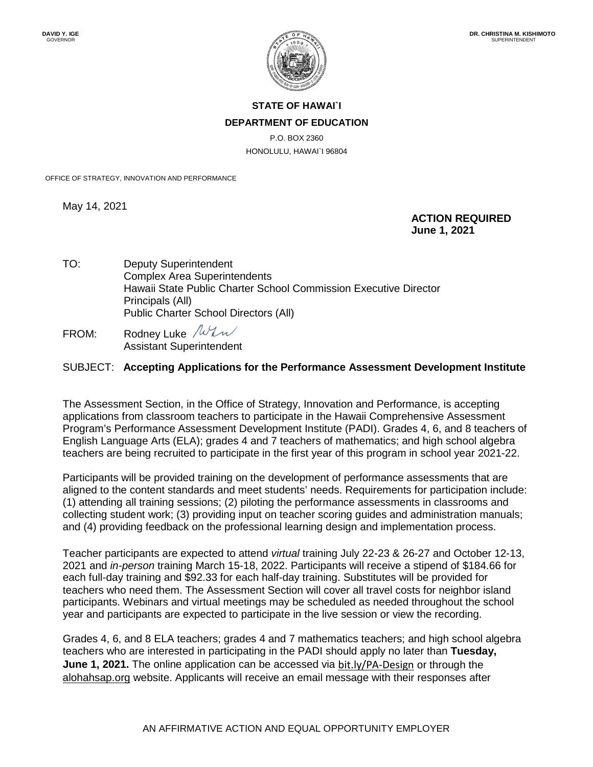DAVID Y. IGE
GOVERNOR

DR. CHRISTINA M. KISHIMOTO
SUPERINTENDENT

**STATE OF HAWAI`I**

**DEPARTMENT OF EDUCATION**

P.O. BOX 2360
HONOLULU, HAWAI`I 96804

OFFICE OF STRATEGY, INNOVATION AND PERFORMANCE

May 14, 2021

**ACTION REQUIRED**
**June 1, 2021**

TO: Deputy Superintendent
Complex Area Superintendents
Hawaii State Public Charter School Commission Executive Director
Principals (All)
Public Charter School Directors (All)

FROM: Rodney Luke
Assistant Superintendent

SUBJECT: **Accepting Applications for the Performance Assessment Development Institute**

The Assessment Section, in the Office of Strategy, Innovation and Performance, is accepting applications from classroom teachers to participate in the Hawaii Comprehensive Assessment Program's Performance Assessment Development Institute (PADI). Grades 4, 6, and 8 teachers of English Language Arts (ELA); grades 4 and 7 teachers of mathematics; and high school algebra teachers are being recruited to participate in the first year of this program in school year 2021-22.

Participants will be provided training on the development of performance assessments that are aligned to the content standards and meet students' needs. Requirements for participation include: (1) attending all training sessions; (2) piloting the performance assessments in classrooms and collecting student work; (3) providing input on teacher scoring guides and administration manuals; and (4) providing feedback on the professional learning design and implementation process.

Teacher participants are expected to attend *virtual* training July 22-23 & 26-27 and October 12-13, 2021 and *in-person* training March 15-18, 2022. Participants will receive a stipend of $184.66 for each full-day training and $92.33 for each half-day training. Substitutes will be provided for teachers who need them. The Assessment Section will cover all travel costs for neighbor island participants. Webinars and virtual meetings may be scheduled as needed throughout the school year and participants are expected to participate in the live session or view the recording.

Grades 4, 6, and 8 ELA teachers; grades 4 and 7 mathematics teachers; and high school algebra teachers who are interested in participating in the PADI should apply no later than **Tuesday, June 1, 2021.** The online application can be accessed via bit.ly/PA-Design or through the alohahsap.org website. Applicants will receive an email message with their responses after

AN AFFIRMATIVE ACTION AND EQUAL OPPORTUNITY EMPLOYER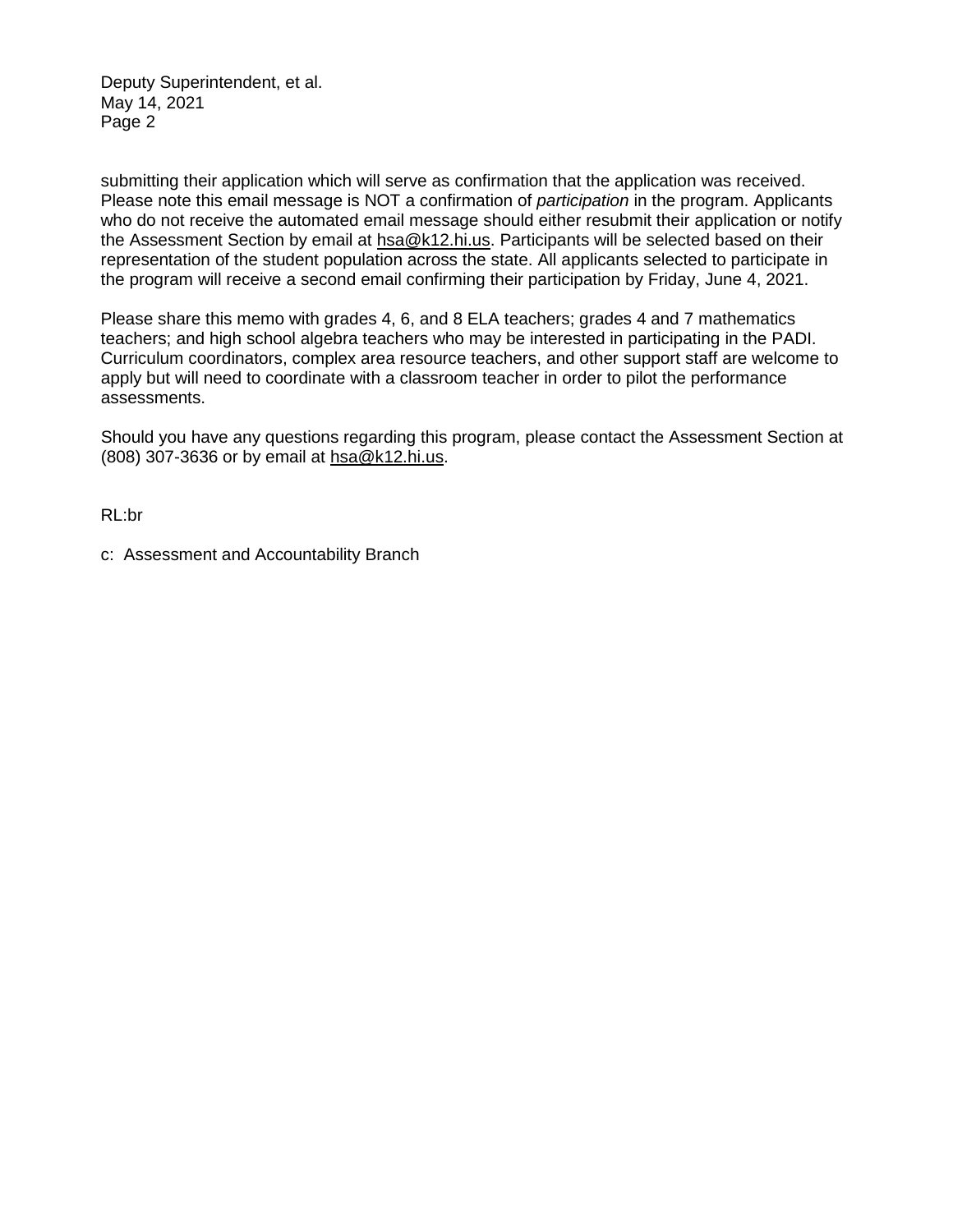submitting their application which will serve as confirmation that the application was received. Please note this email message is NOT a confirmation of *participation* in the program. Applicants who do not receive the automated email message should either resubmit their application or notify the Assessment Section by email at hsa@k12.hi.us. Participants will be selected based on their representation of the student population across the state. All applicants selected to participate in the program will receive a second email confirming their participation by Friday, June 4, 2021.

Please share this memo with grades 4, 6, and 8 ELA teachers; grades 4 and 7 mathematics teachers; and high school algebra teachers who may be interested in participating in the PADI. Curriculum coordinators, complex area resource teachers, and other support staff are welcome to apply but will need to coordinate with a classroom teacher in order to pilot the performance assessments.

Should you have any questions regarding this program, please contact the Assessment Section at (808) 307-3636 or by email at hsa@k12.hi.us.

RL:br

c: Assessment and Accountability Branch